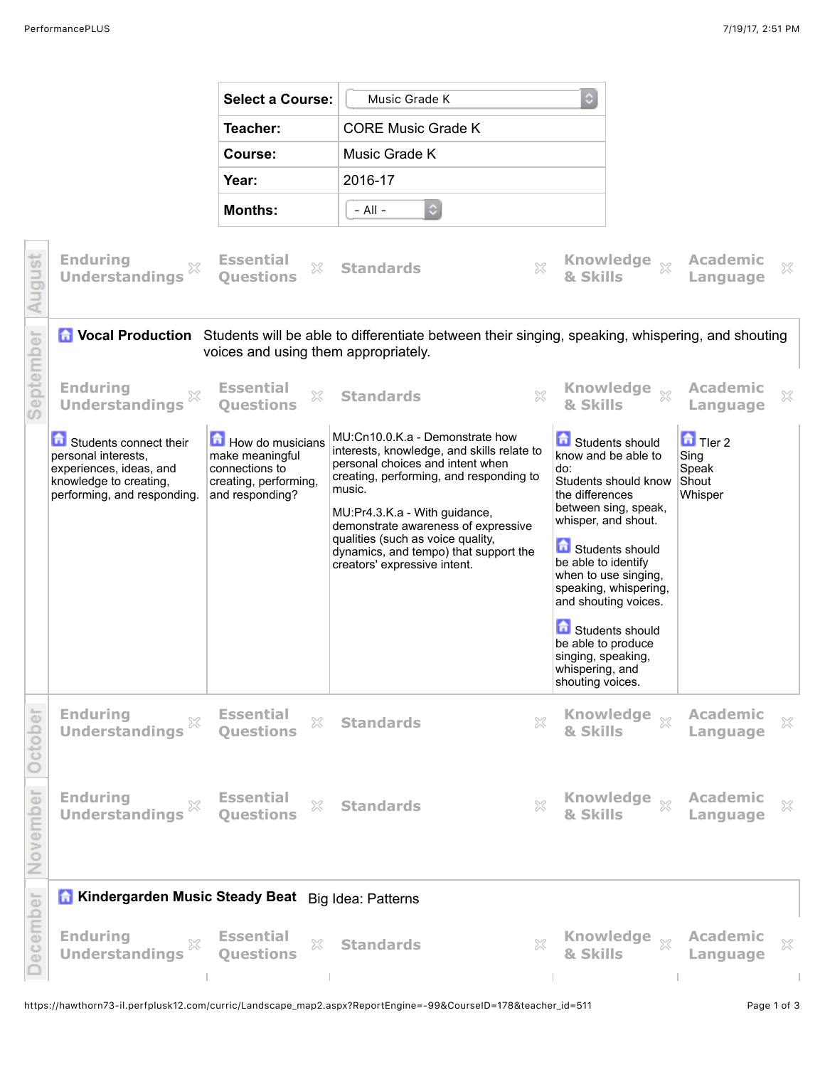| Select a Course: | Music Grade K |
| --- | --- |
| Teacher: | CORE Music Grade K |
| Course: | Music Grade K |
| Year: | 2016-17 |
| Months: | - All - |

## August

| Enduring Understandings | Essential Questions | Standards | Knowledge & Skills | Academic Language |
| --- | --- | --- | --- | --- |

## September

**Vocal Production** Students will be able to differentiate between their singing, speaking, whispering, and shouting voices and using them appropriately.

| Enduring Understandings | Essential Questions | Standards | Knowledge & Skills | Academic Language |
| --- | --- | --- | --- | --- |
| Students connect their personal interests, experiences, ideas, and knowledge to creating, performing, and responding. | How do musicians make meaningful connections to creating, performing, and responding? | MU:Cn10.0.K.a - Demonstrate how interests, knowledge, and skills relate to personal choices and intent when creating, performing, and responding to music.<br><br>MU:Pr4.3.K.a - With guidance, demonstrate awareness of expressive qualities (such as voice quality, dynamics, and tempo) that support the creators' expressive intent. | Students should know and be able to do:<br>Students should know the differences between sing, speak, whisper, and shout.<br><br>Students should be able to identify when to use singing, speaking, whispering, and shouting voices.<br><br>Students should be able to produce singing, speaking, whispering, and shouting voices. | TIer 2<br>Sing<br>Speak<br>Shout<br>Whisper |

## October

| Enduring Understandings | Essential Questions | Standards | Knowledge & Skills | Academic Language |
| --- | --- | --- | --- | --- |

## November

| Enduring Understandings | Essential Questions | Standards | Knowledge & Skills | Academic Language |
| --- | --- | --- | --- | --- |

## December

**Kindergarden Music Steady Beat** Big Idea: Patterns

| Enduring Understandings | Essential Questions | Standards | Knowledge & Skills | Academic Language |
| --- | --- | --- | --- | --- |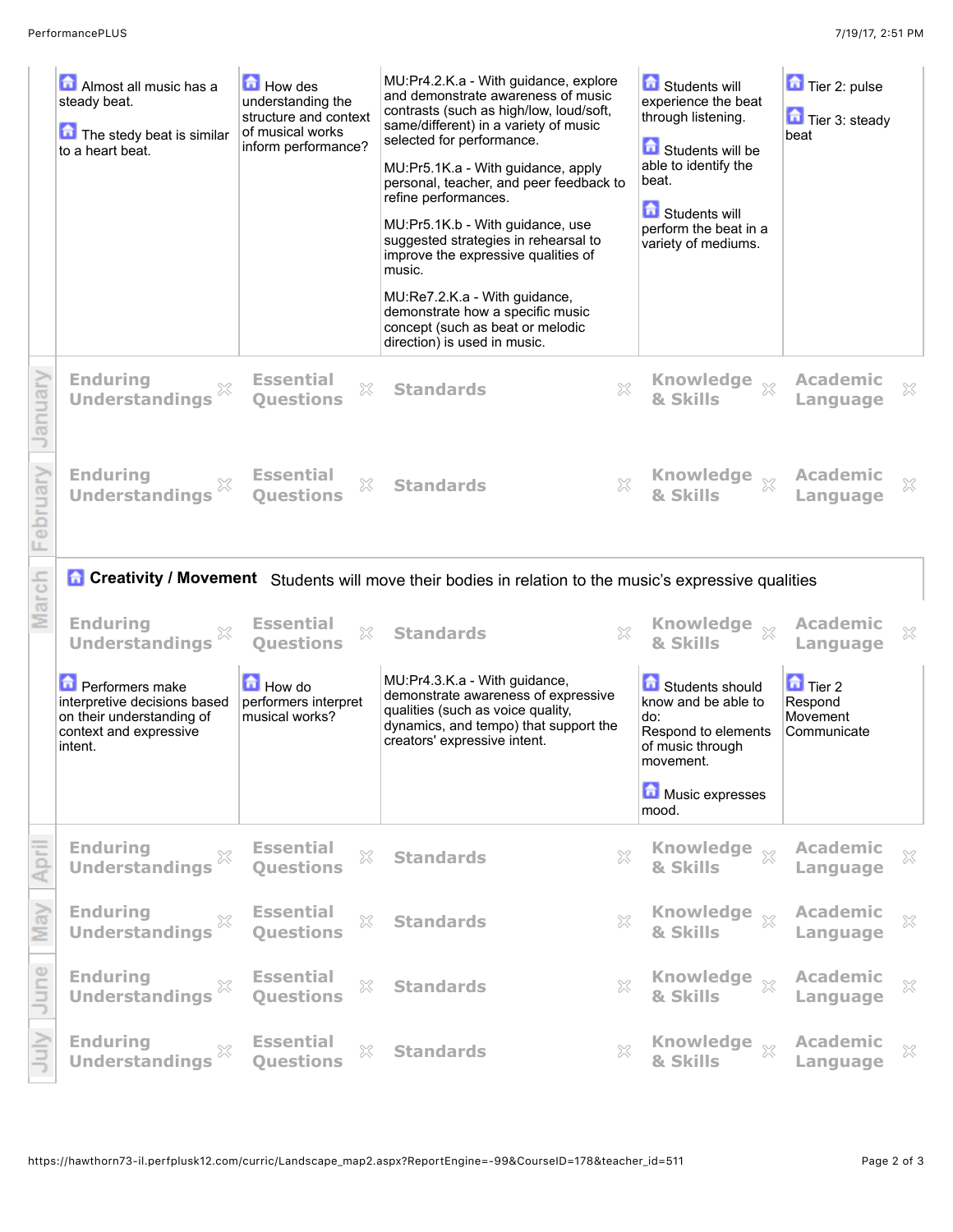| Enduring Understandings | Essential Questions | Standards | Knowledge & Skills | Academic Language |
|---|---|---|---|---|
| Almost all music has a steady beat. The stedy beat is similar to a heart beat. | How des understanding the structure and context of musical works inform performance? | MU:Pr4.2.K.a - With guidance, explore and demonstrate awareness of music contrasts (such as high/low, loud/soft, same/different) in a variety of music selected for performance. MU:Pr5.1K.a - With guidance, apply personal, teacher, and peer feedback to refine performances. MU:Pr5.1K.b - With guidance, use suggested strategies in rehearsal to improve the expressive qualities of music. MU:Re7.2.K.a - With guidance, demonstrate how a specific music concept (such as beat or melodic direction) is used in music. | Students will experience the beat through listening. Students will be able to identify the beat. Students will perform the beat in a variety of mediums. | Tier 2: pulse Tier 3: steady beat |

**January**

| Enduring Understandings | Essential Questions | Standards | Knowledge & Skills | Academic Language |
|---|---|---|---|---|

**February**

| Enduring Understandings | Essential Questions | Standards | Knowledge & Skills | Academic Language |
|---|---|---|---|---|

**March**

**Creativity / Movement** Students will move their bodies in relation to the music's expressive qualities

| Enduring Understandings | Essential Questions | Standards | Knowledge & Skills | Academic Language |
|---|---|---|---|---|
| Performers make interpretive decisions based on their understanding of context and expressive intent. | How do performers interpret musical works? | MU:Pr4.3.K.a - With guidance, demonstrate awareness of expressive qualities (such as voice quality, dynamics, and tempo) that support the creators' expressive intent. | Students should know and be able to do: Respond to elements of music through movement. Music expresses mood. | Tier 2 Respond Movement Communicate |

**April**

| Enduring Understandings | Essential Questions | Standards | Knowledge & Skills | Academic Language |
|---|---|---|---|---|

**May**

| Enduring Understandings | Essential Questions | Standards | Knowledge & Skills | Academic Language |
|---|---|---|---|---|

**June**

| Enduring Understandings | Essential Questions | Standards | Knowledge & Skills | Academic Language |
|---|---|---|---|---|

**July**

| Enduring Understandings | Essential Questions | Standards | Knowledge & Skills | Academic Language |
|---|---|---|---|---|